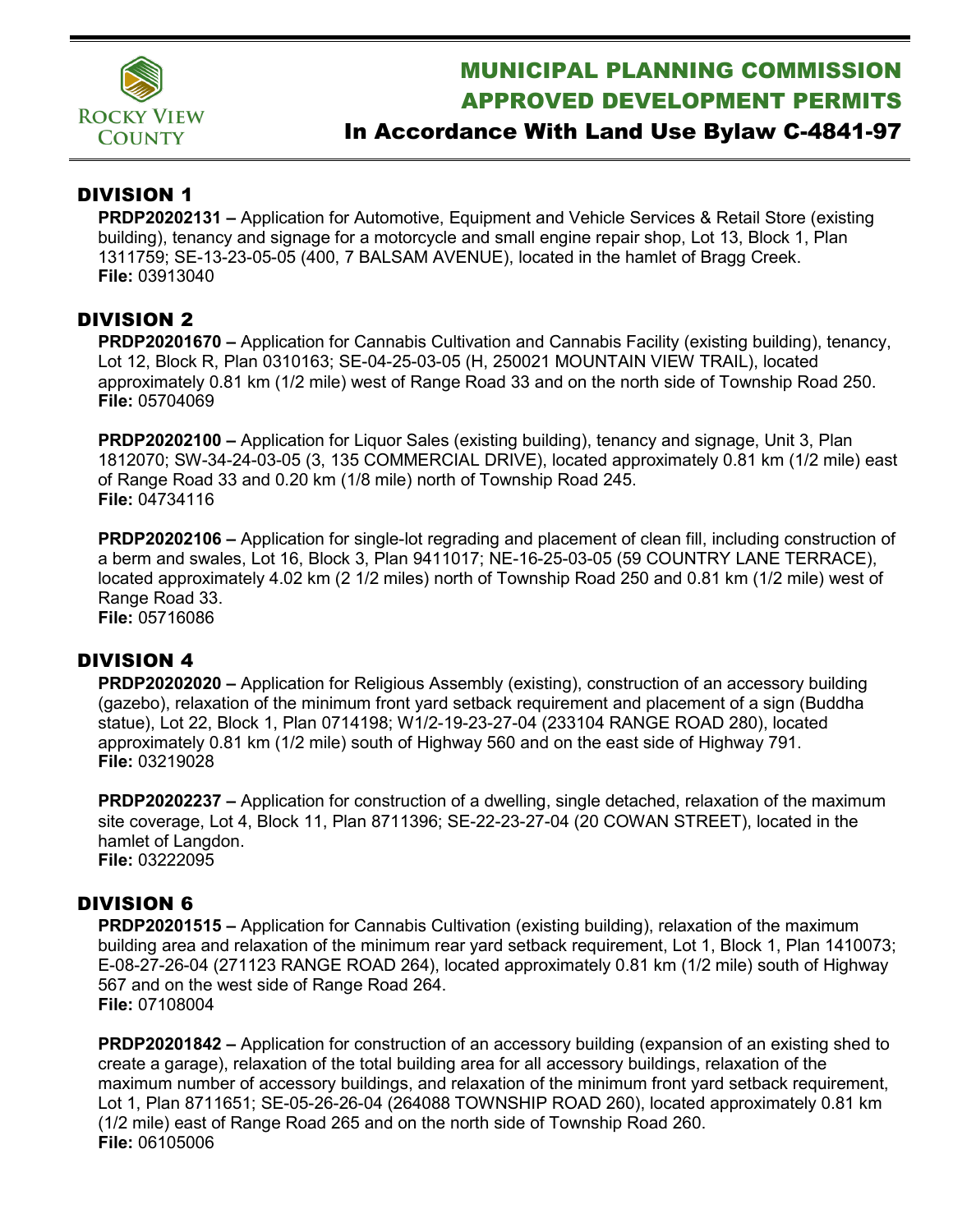# MUNICIPAL PLANNING COMMISSION APPROVED DEVELOPMENT PERMITS

## In Accordance With Land Use Bylaw C-4841-97

## DIVISION 1

**PRDP20202131 –** Application for Automotive, Equipment and Vehicle Services & Retail Store (existing building), tenancy and signage for a motorcycle and small engine repair shop, Lot 13, Block 1, Plan 1311759; SE-13-23-05-05 (400, 7 BALSAM AVENUE), located in the hamlet of Bragg Creek.
**File:** 03913040

## DIVISION 2

**PRDP20201670 –** Application for Cannabis Cultivation and Cannabis Facility (existing building), tenancy, Lot 12, Block R, Plan 0310163; SE-04-25-03-05 (H, 250021 MOUNTAIN VIEW TRAIL), located approximately 0.81 km (1/2 mile) west of Range Road 33 and on the north side of Township Road 250.
**File:** 05704069

**PRDP20202100 –** Application for Liquor Sales (existing building), tenancy and signage, Unit 3, Plan 1812070; SW-34-24-03-05 (3, 135 COMMERCIAL DRIVE), located approximately 0.81 km (1/2 mile) east of Range Road 33 and 0.20 km (1/8 mile) north of Township Road 245.
**File:** 04734116

**PRDP20202106 –** Application for single-lot regrading and placement of clean fill, including construction of a berm and swales, Lot 16, Block 3, Plan 9411017; NE-16-25-03-05 (59 COUNTRY LANE TERRACE), located approximately 4.02 km (2 1/2 miles) north of Township Road 250 and 0.81 km (1/2 mile) west of Range Road 33.
**File:** 05716086

## DIVISION 4

**PRDP20202020 –** Application for Religious Assembly (existing), construction of an accessory building (gazebo), relaxation of the minimum front yard setback requirement and placement of a sign (Buddha statue), Lot 22, Block 1, Plan 0714198; W1/2-19-23-27-04 (233104 RANGE ROAD 280), located approximately 0.81 km (1/2 mile) south of Highway 560 and on the east side of Highway 791.
**File:** 03219028

**PRDP20202237 –** Application for construction of a dwelling, single detached, relaxation of the maximum site coverage, Lot 4, Block 11, Plan 8711396; SE-22-23-27-04 (20 COWAN STREET), located in the hamlet of Langdon.
**File:** 03222095

## DIVISION 6

**PRDP20201515 –** Application for Cannabis Cultivation (existing building), relaxation of the maximum building area and relaxation of the minimum rear yard setback requirement, Lot 1, Block 1, Plan 1410073; E-08-27-26-04 (271123 RANGE ROAD 264), located approximately 0.81 km (1/2 mile) south of Highway 567 and on the west side of Range Road 264.
**File:** 07108004

**PRDP20201842 –** Application for construction of an accessory building (expansion of an existing shed to create a garage), relaxation of the total building area for all accessory buildings, relaxation of the maximum number of accessory buildings, and relaxation of the minimum front yard setback requirement, Lot 1, Plan 8711651; SE-05-26-26-04 (264088 TOWNSHIP ROAD 260), located approximately 0.81 km (1/2 mile) east of Range Road 265 and on the north side of Township Road 260.
**File:** 06105006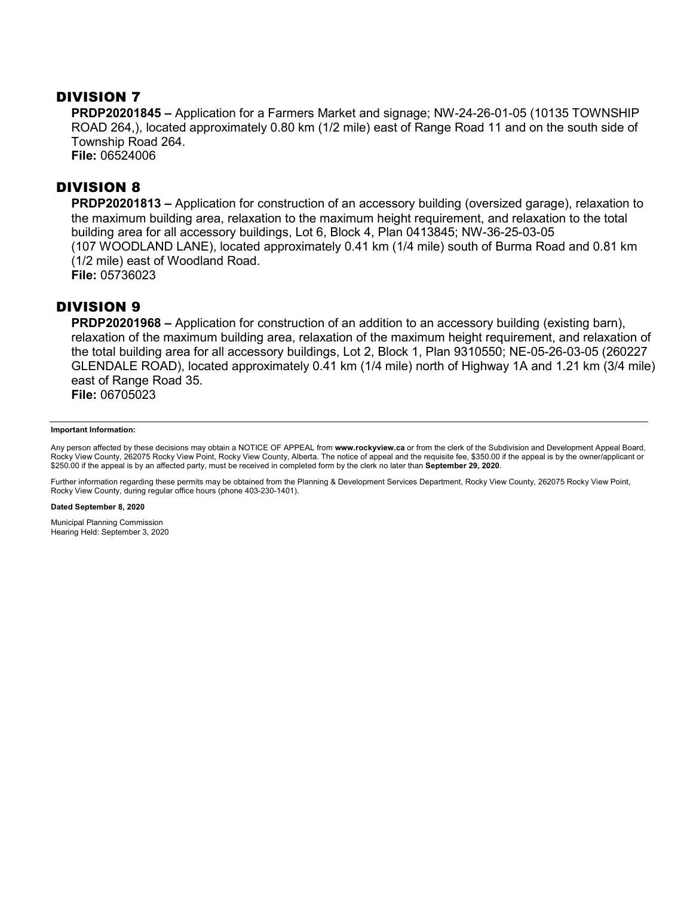## DIVISION 7

**PRDP20201845 –** Application for a Farmers Market and signage; NW-24-26-01-05 (10135 TOWNSHIP ROAD 264,), located approximately 0.80 km (1/2 mile) east of Range Road 11 and on the south side of Township Road 264.
**File:** 06524006

## DIVISION 8

**PRDP20201813 –** Application for construction of an accessory building (oversized garage), relaxation to the maximum building area, relaxation to the maximum height requirement, and relaxation to the total building area for all accessory buildings, Lot 6, Block 4, Plan 0413845; NW-36-25-03-05 (107 WOODLAND LANE), located approximately 0.41 km (1/4 mile) south of Burma Road and 0.81 km (1/2 mile) east of Woodland Road.
**File:** 05736023

## DIVISION 9

**PRDP20201968 –** Application for construction of an addition to an accessory building (existing barn), relaxation of the maximum building area, relaxation of the maximum height requirement, and relaxation of the total building area for all accessory buildings, Lot 2, Block 1, Plan 9310550; NE-05-26-03-05 (260227 GLENDALE ROAD), located approximately 0.41 km (1/4 mile) north of Highway 1A and 1.21 km (3/4 mile) east of Range Road 35.
**File:** 06705023

---

**Important Information:**

Any person affected by these decisions may obtain a NOTICE OF APPEAL from **www.rockyview.ca** or from the clerk of the Subdivision and Development Appeal Board, Rocky View County, 262075 Rocky View Point, Rocky View County, Alberta. The notice of appeal and the requisite fee, $350.00 if the appeal is by the owner/applicant or $250.00 if the appeal is by an affected party, must be received in completed form by the clerk no later than **September 29, 2020**.

Further information regarding these permits may be obtained from the Planning & Development Services Department, Rocky View County, 262075 Rocky View Point, Rocky View County, during regular office hours (phone 403-230-1401).

**Dated September 8, 2020**

Municipal Planning Commission
Hearing Held: September 3, 2020